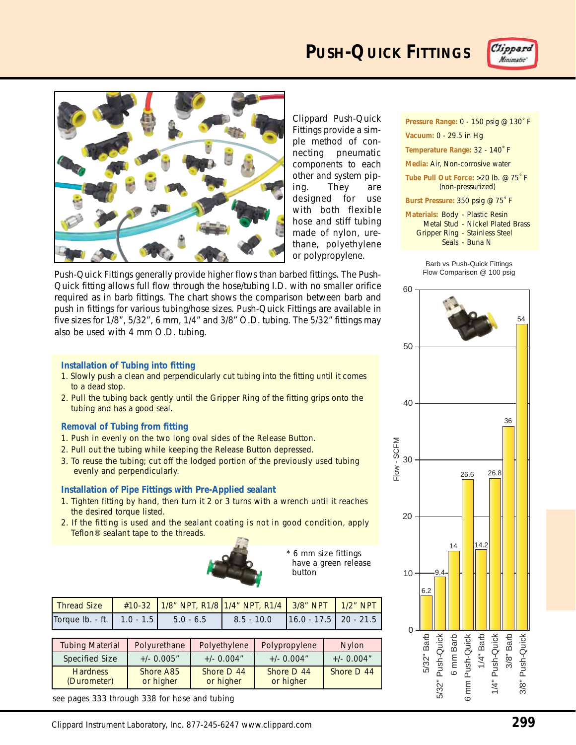# PUSH-QUICK FITTINGS

Clippard Push-Quick Fittings provide a simple method of connecting pneumatic components to each other and system piping. They are designed for use with both flexible hose and stiff tubing made of nylon, urethane, polyethylene or polypropylene.

**Pressure Range:** 0 - 150 psig @ 130˚ F

**Vacuum:** 0 - 29.5 in Hg

**Temperature Range:** 32 - 140˚ F

**Media:** Air, Non-corrosive water

**Tube Pull Out Force:** >20 lb. @ 75˚ F (non-pressurized)

**Burst Pressure:** 350 psig @ 75˚ F

**Materials:** Body - Plastic Resin
Metal Stud - Nickel Plated Brass
Gripper Ring - Stainless Steel
Seals - Buna N

Push-Quick Fittings generally provide higher flows than barbed fittings. The Push-Quick fitting allows full flow through the hose/tubing I.D. with no smaller orifice required as in barb fittings. The chart shows the comparison between barb and push in fittings for various tubing/hose sizes. Push-Quick Fittings are available in five sizes for 1/8", 5/32", 6 mm, 1/4" and 3/8" O.D. tubing. The 5/32" fittings may also be used with 4 mm O.D. tubing.

### Installation of Tubing into fitting

1. Slowly push a clean and perpendicularly cut tubing into the fitting until it comes to a dead stop.
2. Pull the tubing back gently until the Gripper Ring of the fitting grips onto the tubing and has a good seal.

### Removal of Tubing from fitting

1. Push in evenly on the two long oval sides of the Release Button.
2. Pull out the tubing while keeping the Release Button depressed.
3. To reuse the tubing; cut off the lodged portion of the previously used tubing evenly and perpendicularly.

### Installation of Pipe Fittings with Pre-Applied sealant

1. Tighten fitting by hand, then turn it 2 or 3 turns with a wrench until it reaches the desired torque listed.
2. If the fitting is used and the sealant coating is not in good condition, apply Teflon® sealant tape to the threads.

\* 6 mm size fittings have a green release button

| Thread Size | #10-32 | 1/8" NPT, R1/8 | 1/4" NPT, R1/4 | 3/8" NPT | 1/2" NPT |
|---|---|---|---|---|---|
| Torque lb. - ft. | 1.0 - 1.5 | 5.0 - 6.5 | 8.5 - 10.0 | 16.0 - 17.5 | 20 - 21.5 |

| Tubing Material | Polyurethane | Polyethylene | Polypropylene | Nylon |
|---|---|---|---|---|
| Specified Size | +/- 0.005" | +/- 0.004" | +/- 0.004" | +/- 0.004" |
| Hardness (Durometer) | Shore A85 or higher | Shore D 44 or higher | Shore D 44 or higher | Shore D 44 |

see pages 333 through 338 for hose and tubing

Barb vs Push-Quick Fittings
Flow Comparison @ 100 psig

Flow - SCFM

0, 10, 20, 30, 40, 50, 60

6.2, 9.4, 14, 26.6, 14.2, 26.8, 36, 54

5/32" Barb, 5/32" Push-Quick, 6 mm Barb, 6 mm Push-Quick, 1/4" Barb, 1/4" Push-Quick, 3/8" Barb, 3/8" Push-Quick

Clippard Instrument Laboratory, Inc. 877-245-6247 www.clippard.com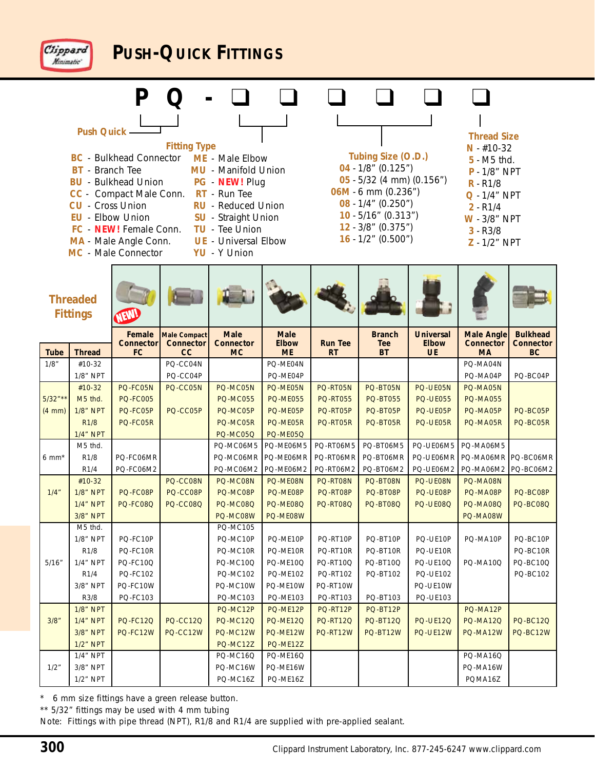# PUSH-QUICK FITTINGS

**P Q - ❑ ❑ ❑ ❑ ❑ ❑**

**Push Quick**

**Fitting Type**

- **BC** - Bulkhead Connector
- **BT** - Branch Tee
- **BU** - Bulkhead Union
- **CC** - Compact Male Conn.
- **CU** - Cross Union
- **EU** - Elbow Union
- **FC** - **NEW!** Female Conn.
- **MA** - Male Angle Conn.
- **MC** - Male Connector
- **ME** - Male Elbow
- **MU** - Manifold Union
- **PG** - **NEW!** Plug
- **RT** - Run Tee
- **RU** - Reduced Union
- **SU** - Straight Union
- **TU** - Tee Union
- **UE** - Universal Elbow
- **YU** - Y Union

**Tubing Size (O.D.)**

- **04** - 1/8" (0.125")
- **05** - 5/32 (4 mm) (0.156")
- **06M** - 6 mm (0.236")
- **08** - 1/4" (0.250")
- **10** - 5/16" (0.313")
- **12** - 3/8" (0.375")
- **16** - 1/2" (0.500")

**Thread Size**

- **N** - #10-32
- **5** - M5 thd.
- **P** - 1/8" NPT
- **R** - R1/8
- **Q** - 1/4" NPT
- **2** - R1/4
- **W** - 3/8" NPT
- **3** - R3/8
- **Z** - 1/2" NPT

## Threaded Fittings

| Tube | Thread | Female Connector FC (NEW!) | Male Compact Connector CC | Male Connector MC | Male Elbow ME | Run Tee RT | Branch Tee BT | Universal Elbow UE | Male Angle Connector MA | Bulkhead Connector BC |
|---|---|---|---|---|---|---|---|---|---|---|
| 1/8" | #10-32 | | PQ-CC04N | | PQ-ME04N | | | | PQ-MA04N | |
| | 1/8" NPT | | PQ-CC04P | | PQ-ME04P | | | | PQ-MA04P | PQ-BC04P |
| 5/32"** (4 mm) | #10-32 | PQ-FC05N | PQ-CC05N | PQ-MC05N | PQ-ME05N | PQ-RT05N | PQ-BT05N | PQ-UE05N | PQ-MA05N | |
| | M5 thd. | PQ-FC005 | | PQ-MC055 | PQ-ME055 | PQ-RT055 | PQ-BT055 | PQ-UE055 | PQ-MA055 | |
| | 1/8" NPT | PQ-FC05P | PQ-CC05P | PQ-MC05P | PQ-ME05P | PQ-RT05P | PQ-BT05P | PQ-UE05P | PQ-MA05P | PQ-BC05P |
| | R1/8 | PQ-FC05R | | PQ-MC05R | PQ-ME05R | PQ-RT05R | PQ-BT05R | PQ-UE05R | PQ-MA05R | PQ-BC05R |
| | 1/4" NPT | | | PQ-MC05Q | PQ-ME05Q | | | | | |
| 6 mm* | M5 thd. | | | PQ-MC06M5 | PQ-ME06M5 | PQ-RT06M5 | PQ-BT06M5 | PQ-UE06M5 | PQ-MA06M5 | |
| | R1/8 | PQ-FC06MR | | PQ-MC06MR | PQ-ME06MR | PQ-RT06MR | PQ-BT06MR | PQ-UE06MR | PQ-MA06MR | PQ-BC06MR |
| | R1/4 | PQ-FC06M2 | | PQ-MC06M2 | PQ-ME06M2 | PQ-RT06M2 | PQ-BT06M2 | PQ-UE06M2 | PQ-MA06M2 | PQ-BC06M2 |
| 1/4" | #10-32 | | PQ-CC08N | PQ-MC08N | PQ-ME08N | PQ-RT08N | PQ-BT08N | PQ-UE08N | PQ-MA08N | |
| | 1/8" NPT | PQ-FC08P | PQ-CC08P | PQ-MC08P | PQ-ME08P | PQ-RT08P | PQ-BT08P | PQ-UE08P | PQ-MA08P | PQ-BC08P |
| | 1/4" NPT | PQ-FC08Q | PQ-CC08Q | PQ-MC08Q | PQ-ME08Q | PQ-RT08Q | PQ-BT08Q | PQ-UE08Q | PQ-MA08Q | PQ-BC08Q |
| | 3/8" NPT | | | PQ-MC08W | PQ-ME08W | | | | PQ-MA08W | |
| 5/16" | M5 thd. | | | PQ-MC105 | | | | | | |
| | 1/8" NPT | PQ-FC10P | | PQ-MC10P | PQ-ME10P | PQ-RT10P | PQ-BT10P | PQ-UE10P | PQ-MA10P | PQ-BC10P |
| | R1/8 | PQ-FC10R | | PQ-MC10R | PQ-ME10R | PQ-RT10R | PQ-BT10R | PQ-UE10R | | PQ-BC10R |
| | 1/4" NPT | PQ-FC10Q | | PQ-MC10Q | PQ-ME10Q | PQ-RT10Q | PQ-BT10Q | PQ-UE10Q | PQ-MA10Q | PQ-BC10Q |
| | R1/4 | PQ-FC102 | | PQ-MC102 | PQ-ME102 | PQ-RT102 | PQ-BT102 | PQ-UE102 | | PQ-BC102 |
| | 3/8" NPT | PQ-FC10W | | PQ-MC10W | PQ-ME10W | PQ-RT10W | | PQ-UE10W | | |
| | R3/8 | PQ-FC103 | | PQ-MC103 | PQ-ME103 | PQ-RT103 | PQ-BT103 | PQ-UE103 | | |
| 3/8" | 1/8" NPT | | | PQ-MC12P | PQ-ME12P | PQ-RT12P | PQ-BT12P | | PQ-MA12P | |
| | 1/4" NPT | PQ-FC12Q | PQ-CC12Q | PQ-MC12Q | PQ-ME12Q | PQ-RT12Q | PQ-BT12Q | PQ-UE12Q | PQ-MA12Q | PQ-BC12Q |
| | 3/8" NPT | PQ-FC12W | PQ-CC12W | PQ-MC12W | PQ-ME12W | PQ-RT12W | PQ-BT12W | PQ-UE12W | PQ-MA12W | PQ-BC12W |
| | 1/2" NPT | | | PQ-MC12Z | PQ-ME12Z | | | | | |
| 1/2" | 1/4" NPT | | | PQ-MC16Q | PQ-ME16Q | | | | PQ-MA16Q | |
| | 3/8" NPT | | | PQ-MC16W | PQ-ME16W | | | | PQ-MA16W | |
| | 1/2" NPT | | | PQ-MC16Z | PQ-ME16Z | | | | PQMA16Z | |

\* 6 mm size fittings have a green release button.
\** 5/32" fittings may be used with 4 mm tubing
Note: Fittings with pipe thread (NPT), R1/8 and R1/4 are supplied with pre-applied sealant.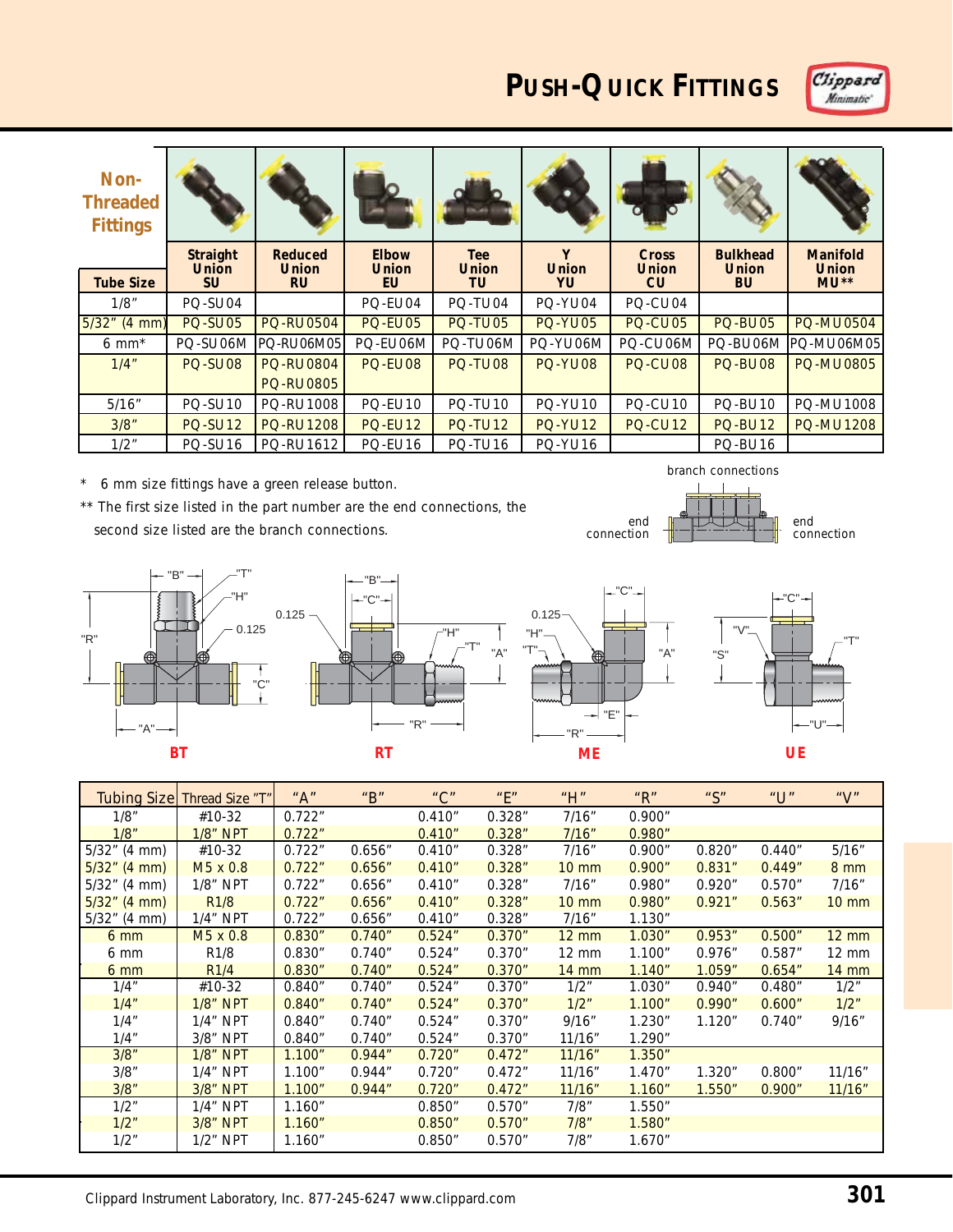# PUSH-QUICK FITTINGS

## Non-Threaded Fittings

| Tube Size | Straight Union SU | Reduced Union RU | Elbow Union EU | Tee Union TU | Y Union YU | Cross Union CU | Bulkhead Union BU | Manifold Union MU** |
|---|---|---|---|---|---|---|---|---|
| 1/8" | PQ-SU04 | | PQ-EU04 | PQ-TU04 | PQ-YU04 | PQ-CU04 | | |
| 5/32" (4 mm) | PQ-SU05 | PQ-RU0504 | PQ-EU05 | PQ-TU05 | PQ-YU05 | PQ-CU05 | PQ-BU05 | PQ-MU0504 |
| 6 mm* | PQ-SU06M | PQ-RU06M05 | PQ-EU06M | PQ-TU06M | PQ-YU06M | PQ-CU06M | PQ-BU06M | PQ-MU06M05 |
| 1/4" | PQ-SU08 | PQ-RU0804<br>PQ-RU0805 | PQ-EU08 | PQ-TU08 | PQ-YU08 | PQ-CU08 | PQ-BU08 | PQ-MU0805 |
| 5/16" | PQ-SU10 | PQ-RU1008 | PQ-EU10 | PQ-TU10 | PQ-YU10 | PQ-CU10 | PQ-BU10 | PQ-MU1008 |
| 3/8" | PQ-SU12 | PQ-RU1208 | PQ-EU12 | PQ-TU12 | PQ-YU12 | PQ-CU12 | PQ-BU12 | PQ-MU1208 |
| 1/2" | PQ-SU16 | PQ-RU1612 | PQ-EU16 | PQ-TU16 | PQ-YU16 | | PQ-BU16 | |

\* 6 mm size fittings have a green release button.

** The first size listed in the part number are the end connections, the second size listed are the branch connections.

branch connections

end connection

end connection

BT

RT

ME

UE

| Tubing Size | Thread Size "T" | "A" | "B" | "C" | "E" | "H" | "R" | "S" | "U" | "V" |
|---|---|---|---|---|---|---|---|---|---|---|
| 1/8" | #10-32 | 0.722" | | 0.410" | 0.328" | 7/16" | 0.900" | | | |
| 1/8" | 1/8" NPT | 0.722" | | 0.410" | 0.328" | 7/16" | 0.980" | | | |
| 5/32" (4 mm) | #10-32 | 0.722" | 0.656" | 0.410" | 0.328" | 7/16" | 0.900" | 0.820" | 0.440" | 5/16" |
| 5/32" (4 mm) | M5 x 0.8 | 0.722" | 0.656" | 0.410" | 0.328" | 10 mm | 0.900" | 0.831" | 0.449" | 8 mm |
| 5/32" (4 mm) | 1/8" NPT | 0.722" | 0.656" | 0.410" | 0.328" | 7/16" | 0.980" | 0.920" | 0.570" | 7/16" |
| 5/32" (4 mm) | R1/8 | 0.722" | 0.656" | 0.410" | 0.328" | 10 mm | 0.980" | 0.921" | 0.563" | 10 mm |
| 5/32" (4 mm) | 1/4" NPT | 0.722" | 0.656" | 0.410" | 0.328" | 7/16" | 1.130" | | | |
| 6 mm | M5 x 0.8 | 0.830" | 0.740" | 0.524" | 0.370" | 12 mm | 1.030" | 0.953" | 0.500" | 12 mm |
| 6 mm | R1/8 | 0.830" | 0.740" | 0.524" | 0.370" | 12 mm | 1.100" | 0.976" | 0.587" | 12 mm |
| 6 mm | R1/4 | 0.830" | 0.740" | 0.524" | 0.370" | 14 mm | 1.140" | 1.059" | 0.654" | 14 mm |
| 1/4" | #10-32 | 0.840" | 0.740" | 0.524" | 0.370" | 1/2" | 1.030" | 0.940" | 0.480" | 1/2" |
| 1/4" | 1/8" NPT | 0.840" | 0.740" | 0.524" | 0.370" | 1/2" | 1.100" | 0.990" | 0.600" | 1/2" |
| 1/4" | 1/4" NPT | 0.840" | 0.740" | 0.524" | 0.370" | 9/16" | 1.230" | 1.120" | 0.740" | 9/16" |
| 1/4" | 3/8" NPT | 0.840" | 0.740" | 0.524" | 0.370" | 11/16" | 1.290" | | | |
| 3/8" | 1/8" NPT | 1.100" | 0.944" | 0.720" | 0.472" | 11/16" | 1.350" | | | |
| 3/8" | 1/4" NPT | 1.100" | 0.944" | 0.720" | 0.472" | 11/16" | 1.470" | 1.320" | 0.800" | 11/16" |
| 3/8" | 3/8" NPT | 1.100" | 0.944" | 0.720" | 0.472" | 11/16" | 1.160" | 1.550" | 0.900" | 11/16" |
| 1/2" | 1/4" NPT | 1.160" | | 0.850" | 0.570" | 7/8" | 1.550" | | | |
| 1/2" | 3/8" NPT | 1.160" | | 0.850" | 0.570" | 7/8" | 1.580" | | | |
| 1/2" | 1/2" NPT | 1.160" | | 0.850" | 0.570" | 7/8" | 1.670" | | | |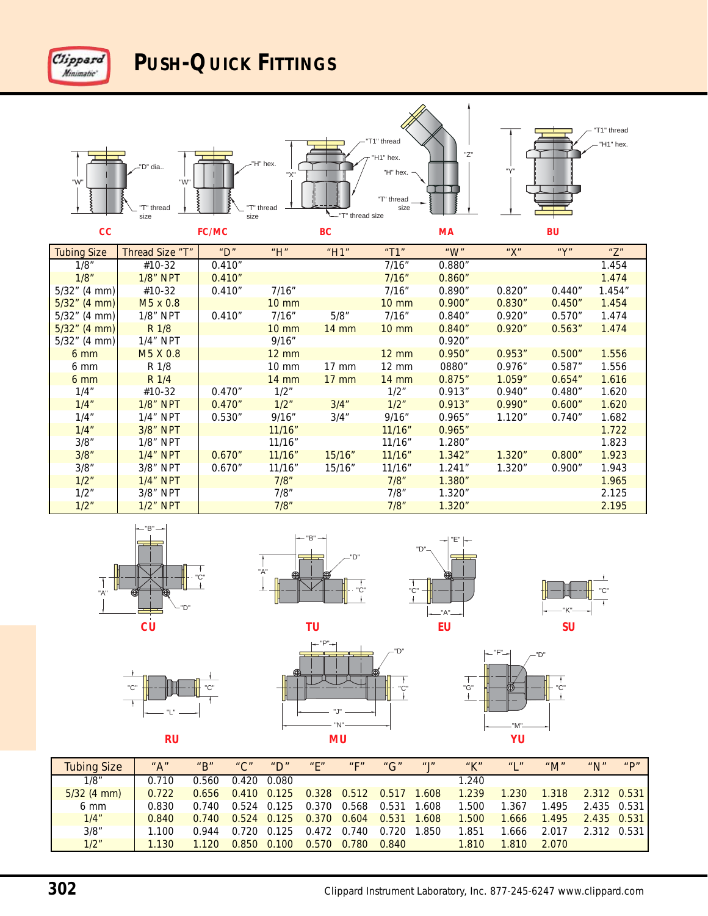# PUSH-QUICK FITTINGS

CC    FC/MC    BC    MA    BU

| Tubing Size | Thread Size "T" | "D" | "H" | "H1" | "T1" | "W" | "X" | "Y" | "Z" |
|---|---|---|---|---|---|---|---|---|---|
| 1/8" | #10-32 | 0.410" | | | 7/16" | 0.880" | | | 1.454 |
| 1/8" | 1/8" NPT | 0.410" | | | 7/16" | 0.860" | | | 1.474 |
| 5/32" (4 mm) | #10-32 | 0.410" | 7/16" | | 7/16" | 0.890" | 0.820" | 0.440" | 1.454" |
| 5/32" (4 mm) | M5 x 0.8 | | 10 mm | | 10 mm | 0.900" | 0.830" | 0.450" | 1.454 |
| 5/32" (4 mm) | 1/8" NPT | 0.410" | 7/16" | 5/8" | 7/16" | 0.840" | 0.920" | 0.570" | 1.474 |
| 5/32" (4 mm) | R 1/8 | | 10 mm | 14 mm | 10 mm | 0.840" | 0.920" | 0.563" | 1.474 |
| 5/32" (4 mm) | 1/4" NPT | | 9/16" | | | 0.920" | | | |
| 6 mm | M5 X 0.8 | | 12 mm | | 12 mm | 0.950" | 0.953" | 0.500" | 1.556 |
| 6 mm | R 1/8 | | 10 mm | 17 mm | 12 mm | 0880" | 0.976" | 0.587" | 1.556 |
| 6 mm | R 1/4 | | 14 mm | 17 mm | 14 mm | 0.875" | 1.059" | 0.654" | 1.616 |
| 1/4" | #10-32 | 0.470" | 1/2" | | 1/2" | 0.913" | 0.940" | 0.480" | 1.620 |
| 1/4" | 1/8" NPT | 0.470" | 1/2" | 3/4" | 1/2" | 0.913" | 0.990" | 0.600" | 1.620 |
| 1/4" | 1/4" NPT | 0.530" | 9/16" | 3/4" | 9/16" | 0.965" | 1.120" | 0.740" | 1.682 |
| 1/4" | 3/8" NPT | | 11/16" | | 11/16" | 0.965" | | | 1.722 |
| 3/8" | 1/8" NPT | | 11/16" | | 11/16" | 1.280" | | | 1.823 |
| 3/8" | 1/4" NPT | 0.670" | 11/16" | 15/16" | 11/16" | 1.342" | 1.320" | 0.800" | 1.923 |
| 3/8" | 3/8" NPT | 0.670" | 11/16" | 15/16" | 11/16" | 1.241" | 1.320" | 0.900" | 1.943 |
| 1/2" | 1/4" NPT | | 7/8" | | 7/8" | 1.380" | | | 1.965 |
| 1/2" | 3/8" NPT | | 7/8" | | 7/8" | 1.320" | | | 2.125 |
| 1/2" | 1/2" NPT | | 7/8" | | 7/8" | 1.320" | | | 2.195 |

CU    TU    EU    SU

RU    MU    YU

| Tubing Size | "A" | "B" | "C" | "D" | "E" | "F" | "G" | "J" | "K" | "L" | "M" | "N" | "P" |
|---|---|---|---|---|---|---|---|---|---|---|---|---|---|
| 1/8" | 0.710 | 0.560 | 0.420 | 0.080 | | | | | 1.240 | | | | |
| 5/32 (4 mm) | 0.722 | 0.656 | 0.410 | 0.125 | 0.328 | 0.512 | 0.517 | 1.608 | 1.239 | 1.230 | 1.318 | 2.312 | 0.531 |
| 6 mm | 0.830 | 0.740 | 0.524 | 0.125 | 0.370 | 0.568 | 0.531 | 1.608 | 1.500 | 1.367 | 1.495 | 2.435 | 0.531 |
| 1/4" | 0.840 | 0.740 | 0.524 | 0.125 | 0.370 | 0.604 | 0.531 | 1.608 | 1.500 | 1.666 | 1.495 | 2.435 | 0.531 |
| 3/8" | 1.100 | 0.944 | 0.720 | 0.125 | 0.472 | 0.740 | 0.720 | 1.850 | 1.851 | 1.666 | 2.017 | 2.312 | 0.531 |
| 1/2" | 1.130 | 1.120 | 0.850 | 0.100 | 0.570 | 0.780 | 0.840 | | 1.810 | 1.810 | 2.070 | | |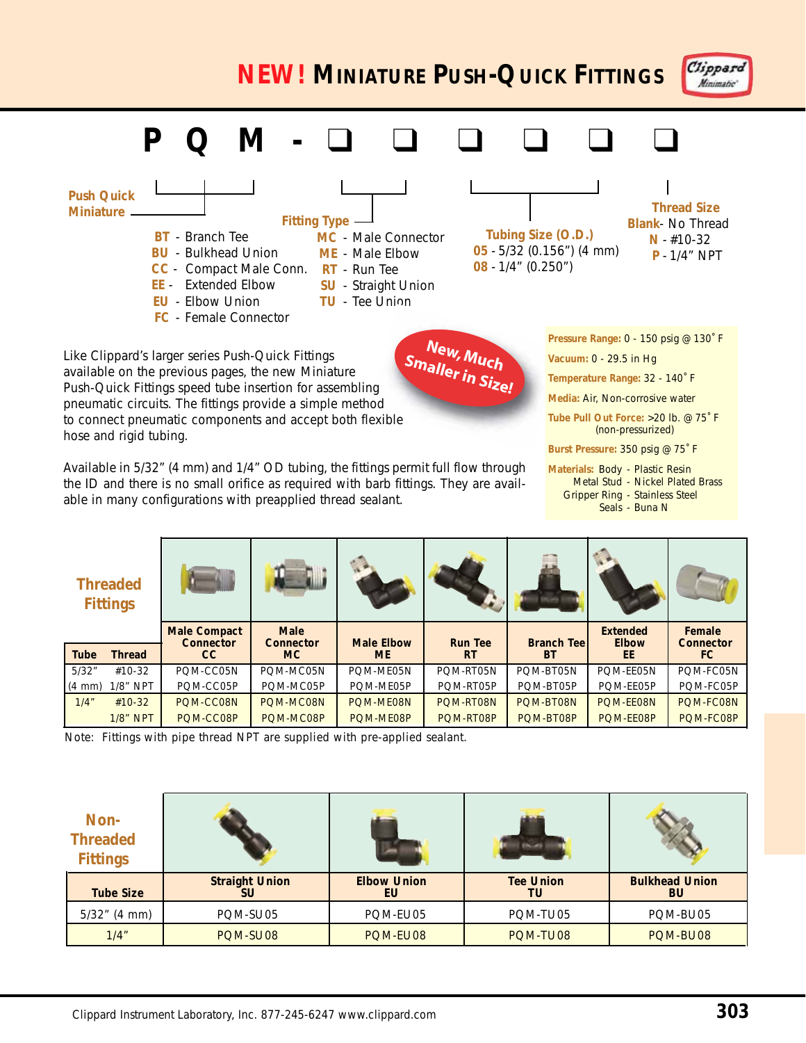# NEW! MINIATURE PUSH-QUICK FITTINGS

**P Q M - ❑ ❑ ❑ ❑ ❑ ❑**

**Push Quick Miniature**

**Fitting Type**

- **BT** - Branch Tee
- **BU** - Bulkhead Union
- **CC** - Compact Male Conn.
- **EE** - Extended Elbow
- **EU** - Elbow Union
- **FC** - Female Connector
- **MC** - Male Connector
- **ME** - Male Elbow
- **RT** - Run Tee
- **SU** - Straight Union
- **TU** - Tee Union

**Tubing Size (O.D.)**

- **05** - 5/32 (0.156") (4 mm)
- **08** - 1/4" (0.250")

**Thread Size**

- **Blank**- No Thread
- **N** - #10-32
- **P** - 1/4" NPT

**New, Much Smaller in Size!**

Like Clippard's larger series Push-Quick Fittings available on the previous pages, the new Miniature Push-Quick Fittings speed tube insertion for assembling pneumatic circuits. The fittings provide a simple method to connect pneumatic components and accept both flexible hose and rigid tubing.

Available in 5/32" (4 mm) and 1/4" OD tubing, the fittings permit full flow through the ID and there is no small orifice as required with barb fittings. They are available in many configurations with preapplied thread sealant.

**Pressure Range:** 0 - 150 psig @ 130˚ F

**Vacuum:** 0 - 29.5 in Hg

**Temperature Range:** 32 - 140˚ F

**Media:** Air, Non-corrosive water

**Tube Pull Out Force:** >20 lb. @ 75˚ F (non-pressurized)

**Burst Pressure:** 350 psig @ 75˚ F

**Materials:** Body - Plastic Resin
Metal Stud - Nickel Plated Brass
Gripper Ring - Stainless Steel
Seals - Buna N

## Threaded Fittings

| Tube | Thread | Male Compact Connector CC | Male Connector MC | Male Elbow ME | Run Tee RT | Branch Tee BT | Extended Elbow EE | Female Connector FC |
|---|---|---|---|---|---|---|---|---|
| 5/32" | #10-32 | PQM-CC05N | PQM-MC05N | PQM-ME05N | PQM-RT05N | PQM-BT05N | PQM-EE05N | PQM-FC05N |
| (4 mm) | 1/8" NPT | PQM-CC05P | PQM-MC05P | PQM-ME05P | PQM-RT05P | PQM-BT05P | PQM-EE05P | PQM-FC05P |
| 1/4" | #10-32 | PQM-CC08N | PQM-MC08N | PQM-ME08N | PQM-RT08N | PQM-BT08N | PQM-EE08N | PQM-FC08N |
| | 1/8" NPT | PQM-CC08P | PQM-MC08P | PQM-ME08P | PQM-RT08P | PQM-BT08P | PQM-EE08P | PQM-FC08P |

Note: Fittings with pipe thread NPT are supplied with pre-applied sealant.

## Non-Threaded Fittings

| Tube Size | Straight Union SU | Elbow Union EU | Tee Union TU | Bulkhead Union BU |
|---|---|---|---|---|
| 5/32" (4 mm) | PQM-SU05 | PQM-EU05 | PQM-TU05 | PQM-BU05 |
| 1/4" | PQM-SU08 | PQM-EU08 | PQM-TU08 | PQM-BU08 |

Clippard Instrument Laboratory, Inc. 877-245-6247 www.clippard.com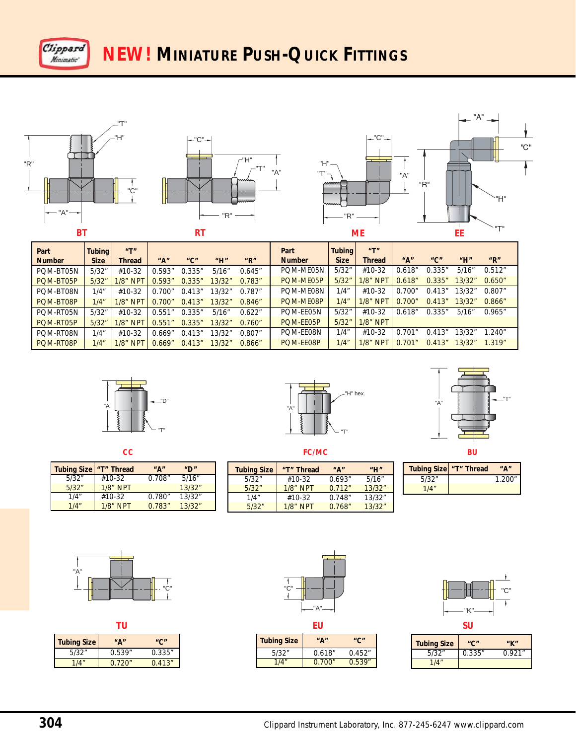# NEW! MINIATURE PUSH-QUICK FITTINGS

**BT** **RT** **ME** **EE**

| Part Number | Tubing Size | "T" Thread | "A" | "C" | "H" | "R" |
|---|---|---|---|---|---|---|
| PQM-BT05N | 5/32" | #10-32 | 0.593" | 0.335" | 5/16" | 0.645" |
| PQM-BT05P | 5/32" | 1/8" NPT | 0.593" | 0.335" | 13/32" | 0.783" |
| PQM-BT08N | 1/4" | #10-32 | 0.700" | 0.413" | 13/32" | 0.787" |
| PQM-BT08P | 1/4" | 1/8" NPT | 0.700" | 0.413" | 13/32" | 0.846" |
| PQM-RT05N | 5/32" | #10-32 | 0.551" | 0.335" | 5/16" | 0.622" |
| PQM-RT05P | 5/32" | 1/8" NPT | 0.551" | 0.335" | 13/32" | 0.760" |
| PQM-RT08N | 1/4" | #10-32 | 0.669" | 0.413" | 13/32" | 0.807" |
| PQM-RT08P | 1/4" | 1/8" NPT | 0.669" | 0.413" | 13/32" | 0.866" |

| Part Number | Tubing Size | "T" Thread | "A" | "C" | "H" | "R" |
|---|---|---|---|---|---|---|
| PQM-ME05N | 5/32" | #10-32 | 0.618" | 0.335" | 5/16" | 0.512" |
| PQM-ME05P | 5/32" | 1/8" NPT | 0.618" | 0.335" | 13/32" | 0.650" |
| PQM-ME08N | 1/4" | #10-32 | 0.700" | 0.413" | 13/32" | 0.807" |
| PQM-ME08P | 1/4" | 1/8" NPT | 0.700" | 0.413" | 13/32" | 0.866" |
| PQM-EE05N | 5/32" | #10-32 | 0.618" | 0.335" | 5/16" | 0.965" |
| PQM-EE05P | 5/32" | 1/8" NPT | | | | |
| PQM-EE08N | 1/4" | #10-32 | 0.701" | 0.413" | 13/32" | 1.240" |
| PQM-EE08P | 1/4" | 1/8" NPT | 0.701" | 0.413" | 13/32" | 1.319" |

**CC**

| Tubing Size | "T" Thread | "A" | "D" |
|---|---|---|---|
| 5/32" | #10-32 | 0.708" | 5/16" |
| 5/32" | 1/8" NPT | | 13/32" |
| 1/4" | #10-32 | 0.780" | 13/32" |
| 1/4" | 1/8" NPT | 0.783" | 13/32" |

**FC/MC**

| Tubing Size | "T" Thread | "A" | "H" |
|---|---|---|---|
| 5/32" | #10-32 | 0.693" | 5/16" |
| 5/32" | 1/8" NPT | 0.712" | 13/32" |
| 1/4" | #10-32 | 0.748" | 13/32" |
| 5/32" | 1/8" NPT | 0.768" | 13/32" |

**BU**

| Tubing Size | "T" Thread | "A" |
|---|---|---|
| 5/32" | | 1.200" |
| 1/4" | | |

**TU**

| Tubing Size | "A" | "C" |
|---|---|---|
| 5/32" | 0.539" | 0.335" |
| 1/4" | 0.720" | 0.413" |

**EU**

| Tubing Size | "A" | "C" |
|---|---|---|
| 5/32" | 0.618" | 0.452" |
| 1/4" | 0.700" | 0.539" |

**SU**

| Tubing Size | "C" | "K" |
|---|---|---|
| 5/32" | 0.335" | 0.921" |
| 1/4" | | |

Clippard Instrument Laboratory, Inc. 877-245-6247 www.clippard.com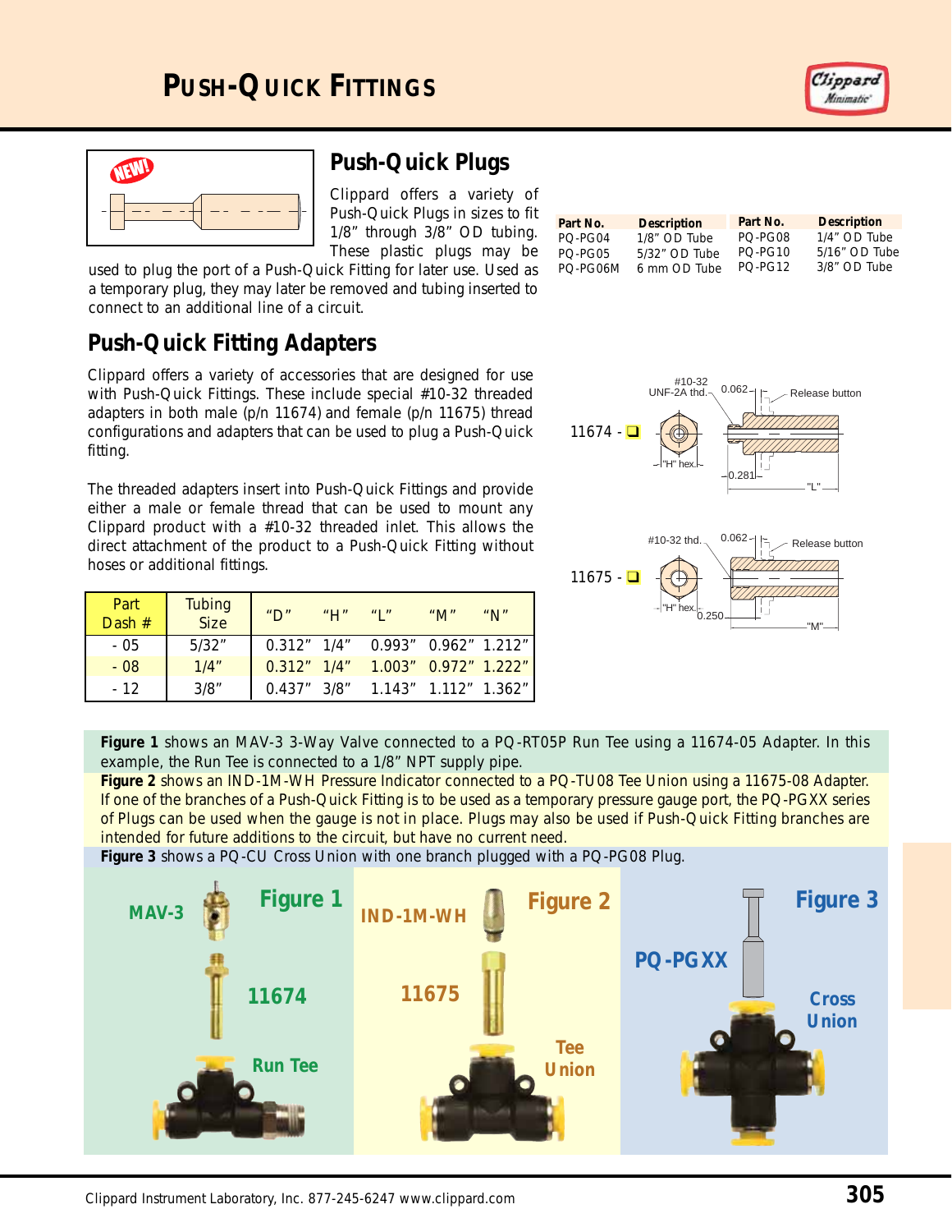# PUSH-QUICK FITTINGS

## Push-Quick Plugs

NEW!

Clippard offers a variety of Push-Quick Plugs in sizes to fit 1/8" through 3/8" OD tubing. These plastic plugs may be used to plug the port of a Push-Quick Fitting for later use. Used as a temporary plug, they may later be removed and tubing inserted to connect to an additional line of a circuit.

| Part No. | Description | Part No. | Description |
|---|---|---|---|
| PQ-PG04 | 1/8" OD Tube | PQ-PG08 | 1/4" OD Tube |
| PQ-PG05 | 5/32" OD Tube | PQ-PG10 | 5/16" OD Tube |
| PQ-PG06M | 6 mm OD Tube | PQ-PG12 | 3/8" OD Tube |

## Push-Quick Fitting Adapters

Clippard offers a variety of accessories that are designed for use with Push-Quick Fittings. These include special #10-32 threaded adapters in both male (p/n 11674) and female (p/n 11675) thread configurations and adapters that can be used to plug a Push-Quick fitting.

The threaded adapters insert into Push-Quick Fittings and provide either a male or female thread that can be used to mount any Clippard product with a #10-32 threaded inlet. This allows the direct attachment of the product to a Push-Quick Fitting without hoses or additional fittings.

11674 - ❑

#10-32 UNF-2A thd.
0.062
Release button
"H" hex.
0.281
"L"

11675 - ❑

#10-32 thd.
0.062
Release button
"H" hex.
0.250
"M"

| Part Dash # | Tubing Size | "D" | "H" | "L" | "M" | "N" |
|---|---|---|---|---|---|---|
| - 05 | 5/32" | 0.312" | 1/4" | 0.993" | 0.962" | 1.212" |
| - 08 | 1/4" | 0.312" | 1/4" | 1.003" | 0.972" | 1.222" |
| - 12 | 3/8" | 0.437" | 3/8" | 1.143" | 1.112" | 1.362" |

**Figure 1** shows an MAV-3 3-Way Valve connected to a PQ-RT05P Run Tee using a 11674-05 Adapter. In this example, the Run Tee is connected to a 1/8" NPT supply pipe.

**Figure 2** shows an IND-1M-WH Pressure Indicator connected to a PQ-TU08 Tee Union using a 11675-08 Adapter. If one of the branches of a Push-Quick Fitting is to be used as a temporary pressure gauge port, the PQ-PGXX series of Plugs can be used when the gauge is not in place. Plugs may also be used if Push-Quick Fitting branches are intended for future additions to the circuit, but have no current need.

**Figure 3** shows a PQ-CU Cross Union with one branch plugged with a PQ-PG08 Plug.

**Figure 1**

MAV-3
11674
Run Tee

**Figure 2**

IND-1M-WH
11675
Tee Union

**Figure 3**

PQ-PGXX
Cross Union

Clippard Instrument Laboratory, Inc. 877-245-6247 www.clippard.com